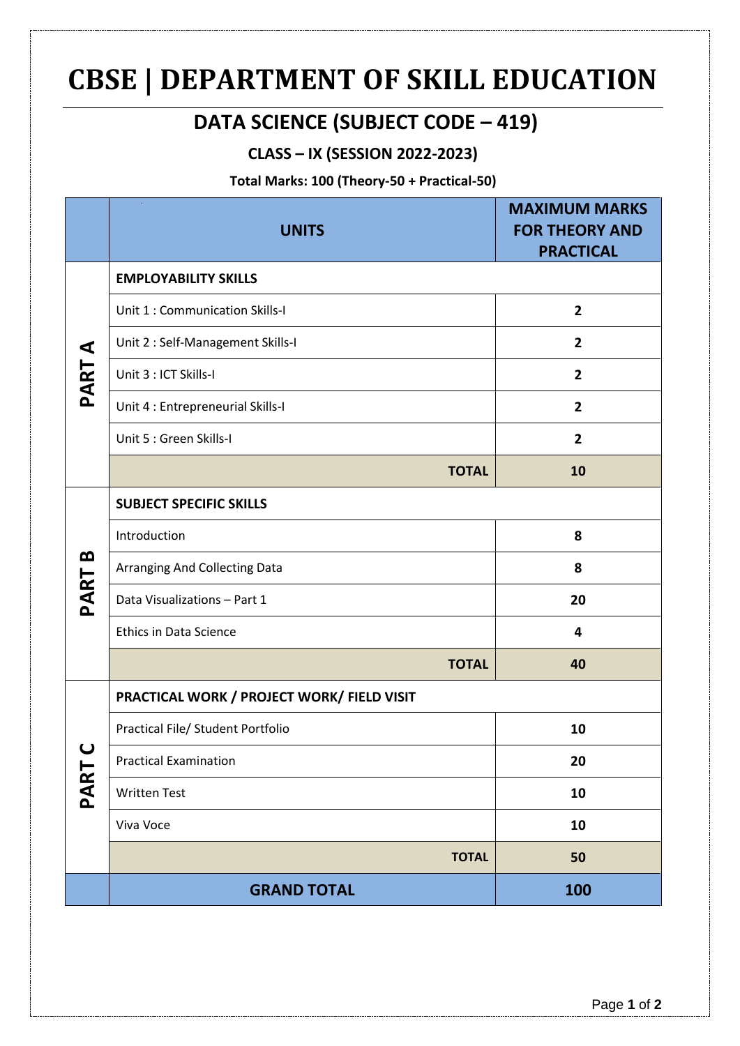# CBSE | DEPARTMENT OF SKILL EDUCATION

## DATA SCIENCE (SUBJECT CODE – 419)

### CLASS – IX (SESSION 2022-2023)

**Total Marks: 100 (Theory-50 + Practical-50)**

| | UNITS | MAXIMUM MARKS FOR THEORY AND PRACTICAL |
|---|---|---|
| PART A | **EMPLOYABILITY SKILLS** | |
| | Unit 1 : Communication Skills-I | **2** |
| | Unit 2 : Self-Management Skills-I | **2** |
| | Unit 3 : ICT Skills-I | **2** |
| | Unit 4 : Entrepreneurial Skills-I | **2** |
| | Unit 5 : Green Skills-I | **2** |
| | **TOTAL** | **10** |
| PART B | **SUBJECT SPECIFIC SKILLS** | |
| | Introduction | **8** |
| | Arranging And Collecting Data | **8** |
| | Data Visualizations – Part 1 | **20** |
| | Ethics in Data Science | **4** |
| | **TOTAL** | **40** |
| PART C | **PRACTICAL WORK / PROJECT WORK/ FIELD VISIT** | |
| | Practical File/ Student Portfolio | **10** |
| | Practical Examination | **20** |
| | Written Test | **10** |
| | Viva Voce | **10** |
| | **TOTAL** | **50** |
| | **GRAND TOTAL** | **100** |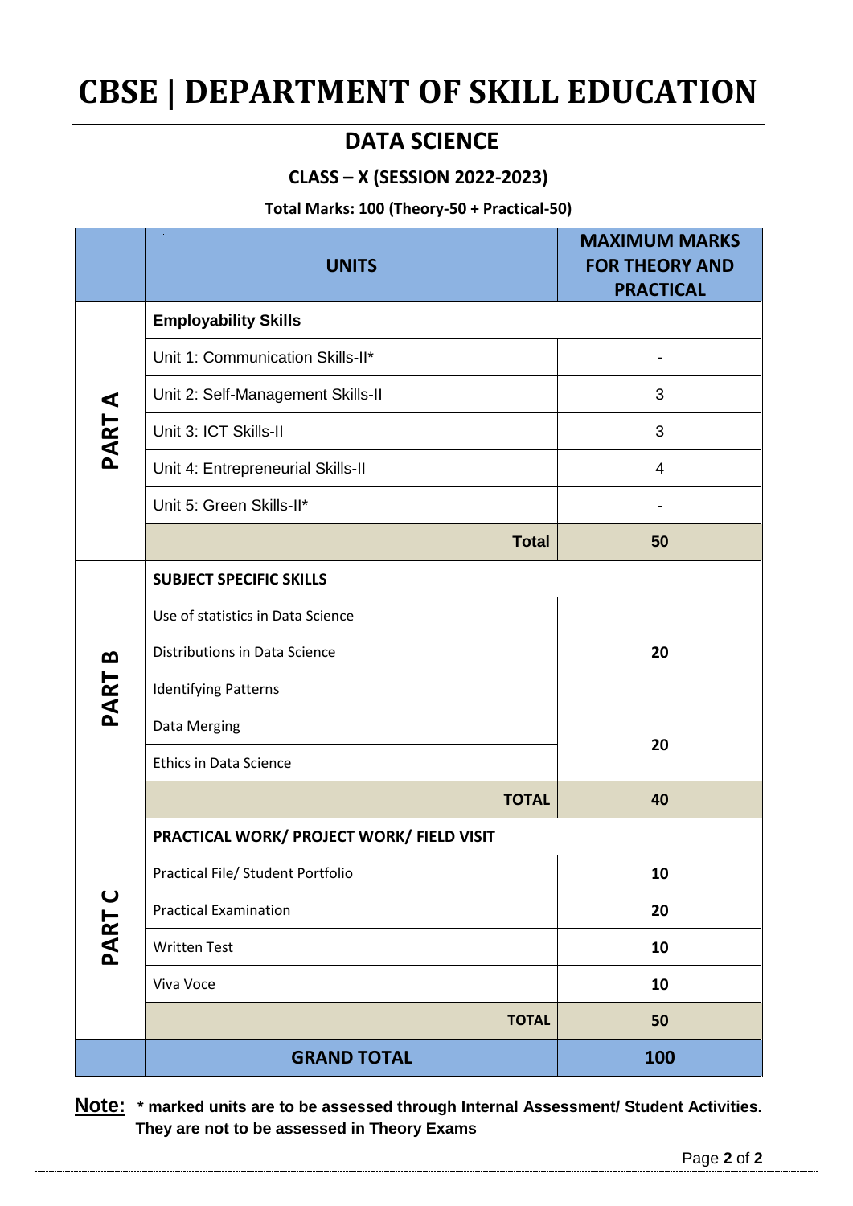# CBSE | DEPARTMENT OF SKILL EDUCATION

## DATA SCIENCE

### CLASS – X (SESSION 2022-2023)

**Total Marks: 100 (Theory-50 + Practical-50)**

| | UNITS | MAXIMUM MARKS FOR THEORY AND PRACTICAL |
|---|---|---|
| PART A | **Employability Skills** | |
| | Unit 1: Communication Skills-II* | - |
| | Unit 2: Self-Management Skills-II | 3 |
| | Unit 3: ICT Skills-II | 3 |
| | Unit 4: Entrepreneurial Skills-II | 4 |
| | Unit 5: Green Skills-II* | - |
| | **Total** | **50** |
| PART B | **SUBJECT SPECIFIC SKILLS** | |
| | Use of statistics in Data Science | **20** |
| | Distributions in Data Science | |
| | Identifying Patterns | |
| | Data Merging | **20** |
| | Ethics in Data Science | |
| | **TOTAL** | **40** |
| PART C | **PRACTICAL WORK/ PROJECT WORK/ FIELD VISIT** | |
| | Practical File/ Student Portfolio | **10** |
| | Practical Examination | **20** |
| | Written Test | **10** |
| | Viva Voce | **10** |
| | **TOTAL** | **50** |
| | **GRAND TOTAL** | **100** |

**Note:** **\* marked units are to be assessed through Internal Assessment/ Student Activities. They are not to be assessed in Theory Exams**